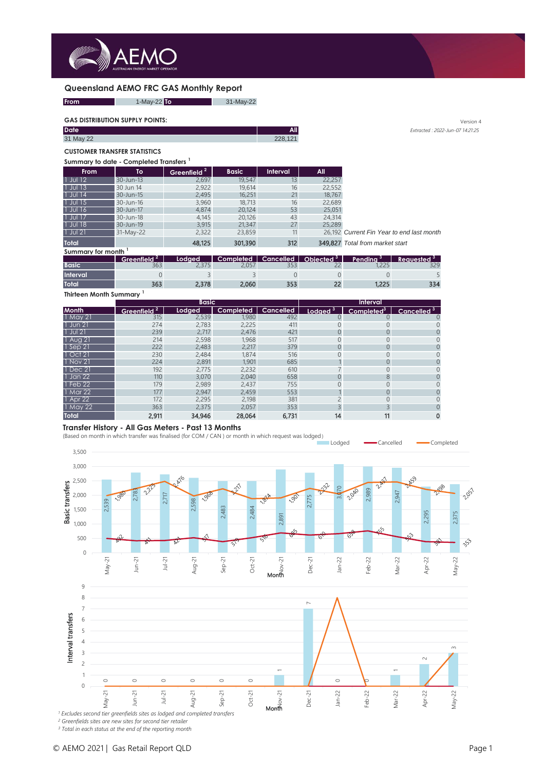# Queensland AEMO FRC GAS Monthly Report

| From | 1-May-22 | To | 31-May-22 |
|---|---|---|---|

Version 4

*Extracted : 2022-Jun-07 14:21:25*

**GAS DISTRIBUTION SUPPLY POINTS:**

| Date | All |
|---|---|
| 31 May 22 | 228,121 |

**CUSTOMER TRANSFER STATISTICS**

**Summary to date - Completed Transfers [1]**

| From | To | Greenfield [2] | Basic | Interval | All | |
|---|---|---|---|---|---|---|
| 1 Jul 12 | 30-Jun-13 | 2,697 | 19,547 | 13 | 22,257 | |
| 1 Jul 13 | 30 Jun 14 | 2,922 | 19,614 | 16 | 22,552 | |
| 1 Jul 14 | 30-Jun-15 | 2,495 | 16,251 | 21 | 18,767 | |
| 1 Jul 15 | 30-Jun-16 | 3,960 | 18,713 | 16 | 22,689 | |
| 1 Jul 16 | 30-Jun-17 | 4,874 | 20,124 | 53 | 25,051 | |
| 1 Jul 17 | 30-Jun-18 | 4,145 | 20,126 | 43 | 24,314 | |
| 1 Jul 18 | 30-Jun-19 | 3,915 | 21,347 | 27 | 25,289 | |
| 1 Jul 21 | 31-May-22 | 2,322 | 23,859 | 11 | 26,192 | *Current Fin Year to end last month* |
| **Total** | | **48,125** | **301,390** | **312** | **349,827** | *Total from market start* |

**Summary for month [1]**

| | Greenfield [2] | Lodged | Completed | Cancelled | Objected [3] | Pending [3] | Requested [3] |
|---|---|---|---|---|---|---|---|
| Basic | 363 | 2,375 | 2,057 | 353 | 22 | 1,225 | 329 |
| Interval | 0 | 3 | 3 | 0 | 0 | 0 | 5 |
| **Total** | **363** | **2,378** | **2,060** | **353** | **22** | **1,225** | **334** |

**Thirteen Month Summary [1]**

| | Basic | | | | Interval | | |
|---|---|---|---|---|---|---|---|
| Month | Greenfield [2] | Lodged | Completed | Cancelled | Lodged [3] | Completed[3] | Cancelled [3] |
| 1 May 21 | 315 | 2,539 | 1,980 | 492 | 0 | 0 | 0 |
| 1 Jun 21 | 274 | 2,783 | 2,225 | 411 | 0 | 0 | 0 |
| 1 Jul 21 | 239 | 2,717 | 2,476 | 421 | 0 | 0 | 0 |
| 1 Aug 21 | 214 | 2,598 | 1,968 | 517 | 0 | 0 | 0 |
| 1 Sep 21 | 222 | 2,483 | 2,217 | 379 | 0 | 0 | 0 |
| 1 Oct 21 | 230 | 2,484 | 1,874 | 516 | 0 | 0 | 0 |
| 1 Nov 21 | 224 | 2,891 | 1,901 | 685 | 1 | 0 | 0 |
| 1 Dec 21 | 192 | 2,775 | 2,232 | 610 | 7 | 0 | 0 |
| 1 Jan 22 | 110 | 3,070 | 2,040 | 658 | 0 | 8 | 0 |
| 1 Feb 22 | 179 | 2,989 | 2,437 | 755 | 0 | 0 | 0 |
| 1 Mar 22 | 177 | 2,947 | 2,459 | 553 | 1 | 0 | 0 |
| 1 Apr 22 | 172 | 2,295 | 2,198 | 381 | 2 | 0 | 0 |
| 1 May 22 | 363 | 2,375 | 2,057 | 353 | 3 | 3 | 0 |
| **Total** | **2,911** | **34,946** | **28,064** | **6,731** | **14** | **11** | **0** |

## Transfer History - All Gas Meters - Past 13 Months

(Based on month in which transfer was finalised (for COM / CAN ) or month in which request was lodged)

*[1] Excludes second tier greenfields sites as lodged and completed transfers*

*[2] Greenfields sites are new sites for second tier retailer*

*[3] Total in each status at the end of the reporting month*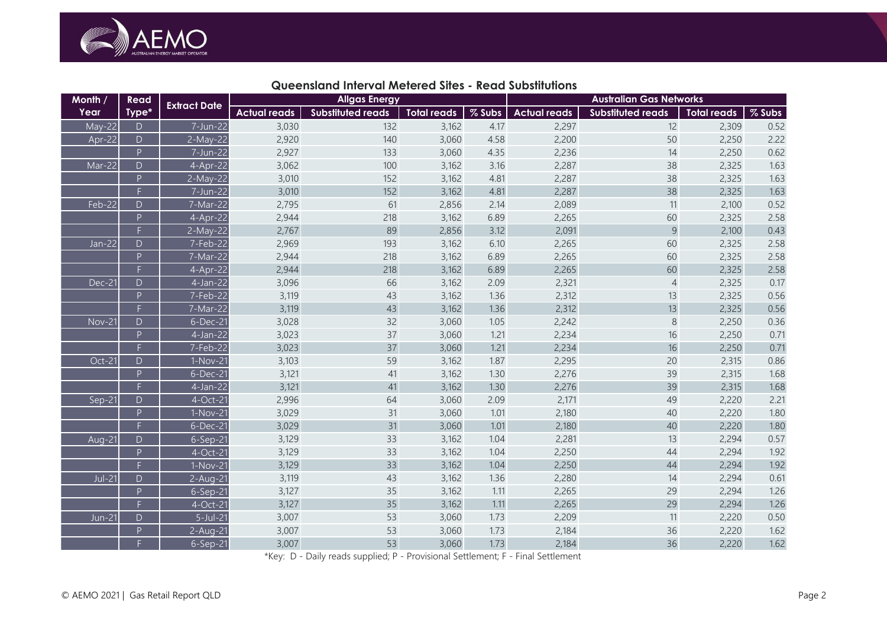## Queensland Interval Metered Sites - Read Substitutions

| Month / Year | Read Type* | Extract Date | Allgas Energy | | | | Australian Gas Networks | | | |
|---|---|---|---|---|---|---|---|---|---|---|
| | | | Actual reads | Substituted reads | Total reads | % Subs | Actual reads | Substituted reads | Total reads | % Subs |
| May-22 | D | 7-Jun-22 | 3,030 | 132 | 3,162 | 4.17 | 2,297 | 12 | 2,309 | 0.52 |
| Apr-22 | D | 2-May-22 | 2,920 | 140 | 3,060 | 4.58 | 2,200 | 50 | 2,250 | 2.22 |
| | P | 7-Jun-22 | 2,927 | 133 | 3,060 | 4.35 | 2,236 | 14 | 2,250 | 0.62 |
| Mar-22 | D | 4-Apr-22 | 3,062 | 100 | 3,162 | 3.16 | 2,287 | 38 | 2,325 | 1.63 |
| | P | 2-May-22 | 3,010 | 152 | 3,162 | 4.81 | 2,287 | 38 | 2,325 | 1.63 |
| | F | 7-Jun-22 | 3,010 | 152 | 3,162 | 4.81 | 2,287 | 38 | 2,325 | 1.63 |
| Feb-22 | D | 7-Mar-22 | 2,795 | 61 | 2,856 | 2.14 | 2,089 | 11 | 2,100 | 0.52 |
| | P | 4-Apr-22 | 2,944 | 218 | 3,162 | 6.89 | 2,265 | 60 | 2,325 | 2.58 |
| | F | 2-May-22 | 2,767 | 89 | 2,856 | 3.12 | 2,091 | 9 | 2,100 | 0.43 |
| Jan-22 | D | 7-Feb-22 | 2,969 | 193 | 3,162 | 6.10 | 2,265 | 60 | 2,325 | 2.58 |
| | P | 7-Mar-22 | 2,944 | 218 | 3,162 | 6.89 | 2,265 | 60 | 2,325 | 2.58 |
| | F | 4-Apr-22 | 2,944 | 218 | 3,162 | 6.89 | 2,265 | 60 | 2,325 | 2.58 |
| Dec-21 | D | 4-Jan-22 | 3,096 | 66 | 3,162 | 2.09 | 2,321 | 4 | 2,325 | 0.17 |
| | P | 7-Feb-22 | 3,119 | 43 | 3,162 | 1.36 | 2,312 | 13 | 2,325 | 0.56 |
| | F | 7-Mar-22 | 3,119 | 43 | 3,162 | 1.36 | 2,312 | 13 | 2,325 | 0.56 |
| Nov-21 | D | 6-Dec-21 | 3,028 | 32 | 3,060 | 1.05 | 2,242 | 8 | 2,250 | 0.36 |
| | P | 4-Jan-22 | 3,023 | 37 | 3,060 | 1.21 | 2,234 | 16 | 2,250 | 0.71 |
| | F | 7-Feb-22 | 3,023 | 37 | 3,060 | 1.21 | 2,234 | 16 | 2,250 | 0.71 |
| Oct-21 | D | 1-Nov-21 | 3,103 | 59 | 3,162 | 1.87 | 2,295 | 20 | 2,315 | 0.86 |
| | P | 6-Dec-21 | 3,121 | 41 | 3,162 | 1.30 | 2,276 | 39 | 2,315 | 1.68 |
| | F | 4-Jan-22 | 3,121 | 41 | 3,162 | 1.30 | 2,276 | 39 | 2,315 | 1.68 |
| Sep-21 | D | 4-Oct-21 | 2,996 | 64 | 3,060 | 2.09 | 2,171 | 49 | 2,220 | 2.21 |
| | P | 1-Nov-21 | 3,029 | 31 | 3,060 | 1.01 | 2,180 | 40 | 2,220 | 1.80 |
| | F | 6-Dec-21 | 3,029 | 31 | 3,060 | 1.01 | 2,180 | 40 | 2,220 | 1.80 |
| Aug-21 | D | 6-Sep-21 | 3,129 | 33 | 3,162 | 1.04 | 2,281 | 13 | 2,294 | 0.57 |
| | P | 4-Oct-21 | 3,129 | 33 | 3,162 | 1.04 | 2,250 | 44 | 2,294 | 1.92 |
| | F | 1-Nov-21 | 3,129 | 33 | 3,162 | 1.04 | 2,250 | 44 | 2,294 | 1.92 |
| Jul-21 | D | 2-Aug-21 | 3,119 | 43 | 3,162 | 1.36 | 2,280 | 14 | 2,294 | 0.61 |
| | P | 6-Sep-21 | 3,127 | 35 | 3,162 | 1.11 | 2,265 | 29 | 2,294 | 1.26 |
| | F | 4-Oct-21 | 3,127 | 35 | 3,162 | 1.11 | 2,265 | 29 | 2,294 | 1.26 |
| Jun-21 | D | 5-Jul-21 | 3,007 | 53 | 3,060 | 1.73 | 2,209 | 11 | 2,220 | 0.50 |
| | P | 2-Aug-21 | 3,007 | 53 | 3,060 | 1.73 | 2,184 | 36 | 2,220 | 1.62 |
| | F | 6-Sep-21 | 3,007 | 53 | 3,060 | 1.73 | 2,184 | 36 | 2,220 | 1.62 |

*Key: D - Daily reads supplied; P - Provisional Settlement; F - Final Settlement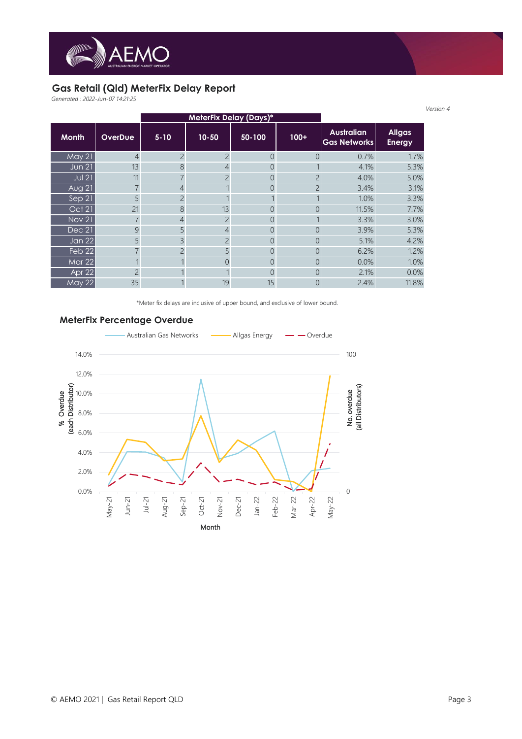## Gas Retail (Qld) MeterFix Delay Report

*Generated : 2022-Jun-07 14:21:25*

*Version 4*

| Month | OverDue | MeterFix Delay (Days)* | | | | Australian Gas Networks | Allgas Energy |
|---|---|---|---|---|---|---|---|
| | | 5-10 | 10-50 | 50-100 | 100+ | | |
| May 21 | 4 | 2 | 2 | 0 | 0 | 0.7% | 1.7% |
| Jun 21 | 13 | 8 | 4 | 0 | 1 | 4.1% | 5.3% |
| Jul 21 | 11 | 7 | 2 | 0 | 2 | 4.0% | 5.0% |
| Aug 21 | 7 | 4 | 1 | 0 | 2 | 3.4% | 3.1% |
| Sep 21 | 5 | 2 | 1 | 1 | 1 | 1.0% | 3.3% |
| Oct 21 | 21 | 8 | 13 | 0 | 0 | 11.5% | 7.7% |
| Nov 21 | 7 | 4 | 2 | 0 | 1 | 3.3% | 3.0% |
| Dec 21 | 9 | 5 | 4 | 0 | 0 | 3.9% | 5.3% |
| Jan 22 | 5 | 3 | 2 | 0 | 0 | 5.1% | 4.2% |
| Feb 22 | 7 | 2 | 5 | 0 | 0 | 6.2% | 1.2% |
| Mar 22 | 1 | 1 | 0 | 0 | 0 | 0.0% | 1.0% |
| Apr 22 | 2 | 1 | 1 | 0 | 0 | 2.1% | 0.0% |
| May 22 | 35 | 1 | 19 | 15 | 0 | 2.4% | 11.8% |

*Meter fix delays are inclusive of upper bound, and exclusive of lower bound.

### MeterFix Percentage Overdue

Australian Gas Networks
Allgas Energy
Overdue

% Overdue (each Distributor)
14.0%
12.0%
10.0%
8.0%
6.0%
4.0%
2.0%
0.0%

No. overdue (all Distributors)
100
0

May-21
Jun-21
Jul-21
Aug-21
Sep-21
Oct-21
Nov-21
Dec-21
Jan-22
Feb-22
Mar-22
Apr-22
May-22

Month